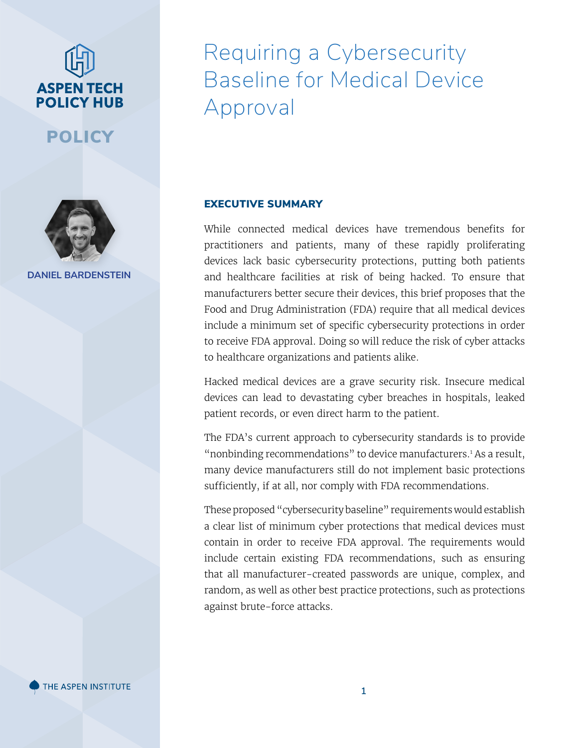ASPEN TECH POLICY HUB

POLICY

DANIEL BARDENSTEIN

# Requiring a Cybersecurity Baseline for Medical Device Approval

## EXECUTIVE SUMMARY

While connected medical devices have tremendous benefits for practitioners and patients, many of these rapidly proliferating devices lack basic cybersecurity protections, putting both patients and healthcare facilities at risk of being hacked. To ensure that manufacturers better secure their devices, this brief proposes that the Food and Drug Administration (FDA) require that all medical devices include a minimum set of specific cybersecurity protections in order to receive FDA approval. Doing so will reduce the risk of cyber attacks to healthcare organizations and patients alike.

Hacked medical devices are a grave security risk. Insecure medical devices can lead to devastating cyber breaches in hospitals, leaked patient records, or even direct harm to the patient.

The FDA's current approach to cybersecurity standards is to provide "nonbinding recommendations" to device manufacturers.[1] As a result, many device manufacturers still do not implement basic protections sufficiently, if at all, nor comply with FDA recommendations.

These proposed "cybersecurity baseline" requirements would establish a clear list of minimum cyber protections that medical devices must contain in order to receive FDA approval. The requirements would include certain existing FDA recommendations, such as ensuring that all manufacturer-created passwords are unique, complex, and random, as well as other best practice protections, such as protections against brute-force attacks.

THE ASPEN INSTITUTE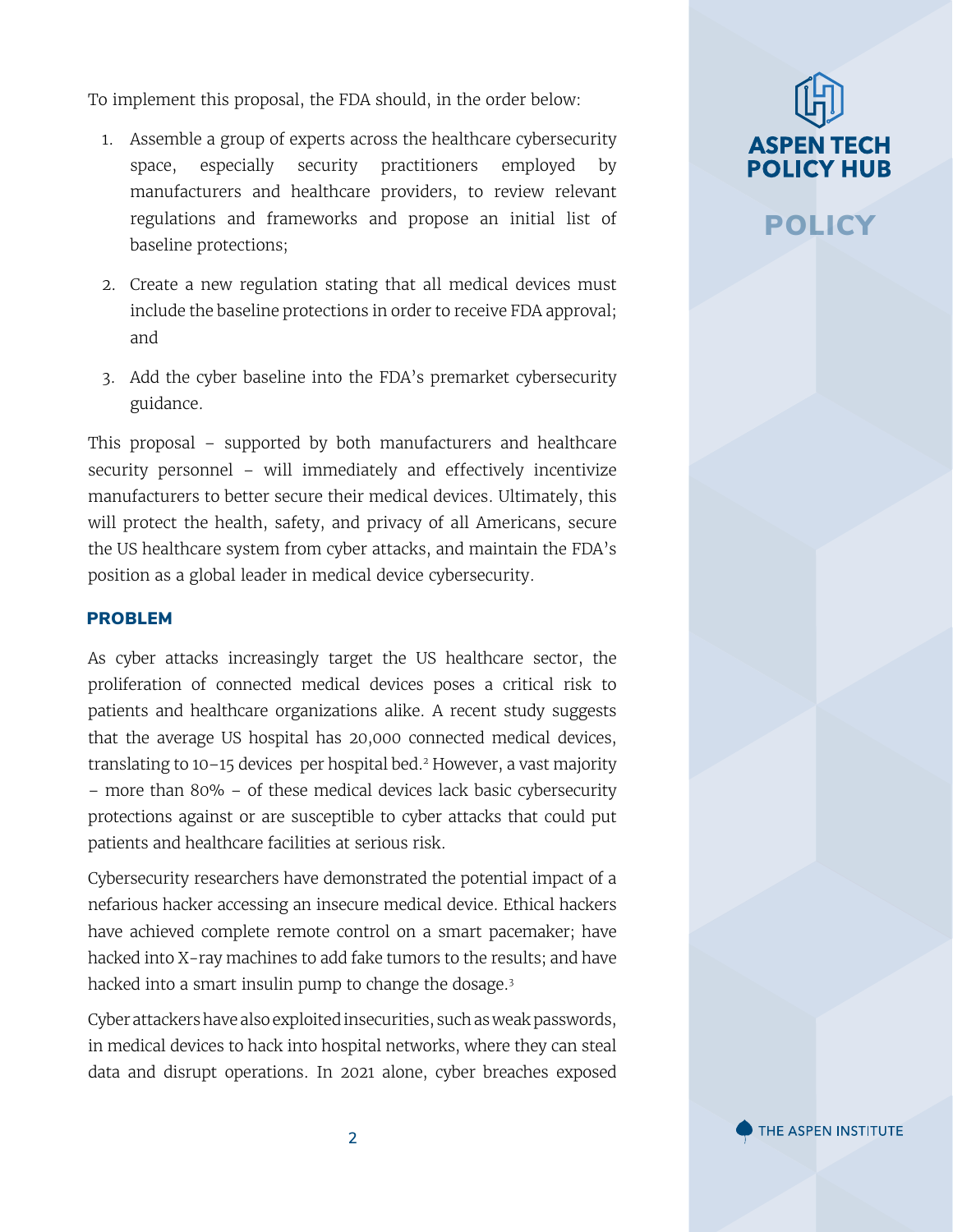To implement this proposal, the FDA should, in the order below:

1. Assemble a group of experts across the healthcare cybersecurity space, especially security practitioners employed by manufacturers and healthcare providers, to review relevant regulations and frameworks and propose an initial list of baseline protections;
2. Create a new regulation stating that all medical devices must include the baseline protections in order to receive FDA approval; and
3. Add the cyber baseline into the FDA's premarket cybersecurity guidance.

This proposal – supported by both manufacturers and healthcare security personnel – will immediately and effectively incentivize manufacturers to better secure their medical devices. Ultimately, this will protect the health, safety, and privacy of all Americans, secure the US healthcare system from cyber attacks, and maintain the FDA's position as a global leader in medical device cybersecurity.

## PROBLEM

As cyber attacks increasingly target the US healthcare sector, the proliferation of connected medical devices poses a critical risk to patients and healthcare organizations alike. A recent study suggests that the average US hospital has 20,000 connected medical devices, translating to 10–15 devices per hospital bed.[2] However, a vast majority – more than 80% – of these medical devices lack basic cybersecurity protections against or are susceptible to cyber attacks that could put patients and healthcare facilities at serious risk.

Cybersecurity researchers have demonstrated the potential impact of a nefarious hacker accessing an insecure medical device. Ethical hackers have achieved complete remote control on a smart pacemaker; have hacked into X-ray machines to add fake tumors to the results; and have hacked into a smart insulin pump to change the dosage.[3]

Cyber attackers have also exploited insecurities, such as weak passwords, in medical devices to hack into hospital networks, where they can steal data and disrupt operations. In 2021 alone, cyber breaches exposed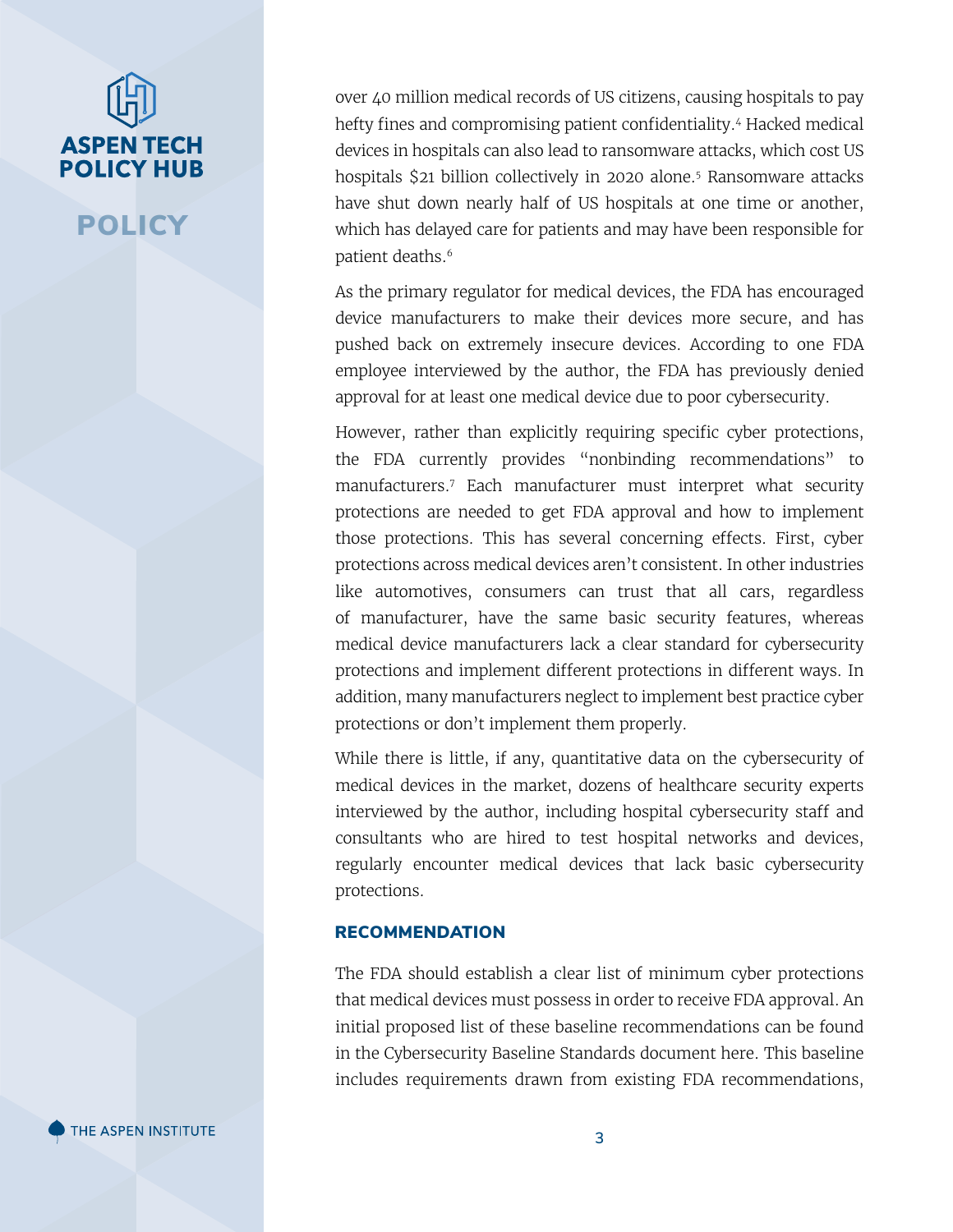over 40 million medical records of US citizens, causing hospitals to pay hefty fines and compromising patient confidentiality.[4] Hacked medical devices in hospitals can also lead to ransomware attacks, which cost US hospitals $21 billion collectively in 2020 alone.[5] Ransomware attacks have shut down nearly half of US hospitals at one time or another, which has delayed care for patients and may have been responsible for patient deaths.[6]

As the primary regulator for medical devices, the FDA has encouraged device manufacturers to make their devices more secure, and has pushed back on extremely insecure devices. According to one FDA employee interviewed by the author, the FDA has previously denied approval for at least one medical device due to poor cybersecurity.

However, rather than explicitly requiring specific cyber protections, the FDA currently provides "nonbinding recommendations" to manufacturers.[7] Each manufacturer must interpret what security protections are needed to get FDA approval and how to implement those protections. This has several concerning effects. First, cyber protections across medical devices aren't consistent. In other industries like automotives, consumers can trust that all cars, regardless of manufacturer, have the same basic security features, whereas medical device manufacturers lack a clear standard for cybersecurity protections and implement different protections in different ways. In addition, many manufacturers neglect to implement best practice cyber protections or don't implement them properly.

While there is little, if any, quantitative data on the cybersecurity of medical devices in the market, dozens of healthcare security experts interviewed by the author, including hospital cybersecurity staff and consultants who are hired to test hospital networks and devices, regularly encounter medical devices that lack basic cybersecurity protections.

### RECOMMENDATION

The FDA should establish a clear list of minimum cyber protections that medical devices must possess in order to receive FDA approval. An initial proposed list of these baseline recommendations can be found in the Cybersecurity Baseline Standards document here. This baseline includes requirements drawn from existing FDA recommendations,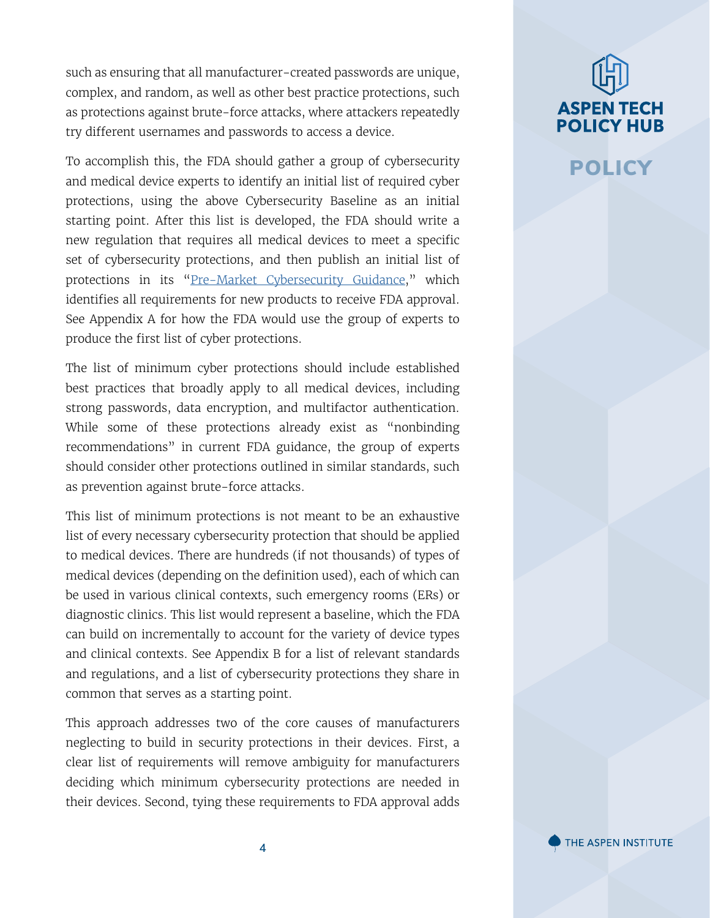such as ensuring that all manufacturer-created passwords are unique, complex, and random, as well as other best practice protections, such as protections against brute-force attacks, where attackers repeatedly try different usernames and passwords to access a device.

To accomplish this, the FDA should gather a group of cybersecurity and medical device experts to identify an initial list of required cyber protections, using the above Cybersecurity Baseline as an initial starting point. After this list is developed, the FDA should write a new regulation that requires all medical devices to meet a specific set of cybersecurity protections, and then publish an initial list of protections in its "Pre-Market Cybersecurity Guidance," which identifies all requirements for new products to receive FDA approval. See Appendix A for how the FDA would use the group of experts to produce the first list of cyber protections.

The list of minimum cyber protections should include established best practices that broadly apply to all medical devices, including strong passwords, data encryption, and multifactor authentication. While some of these protections already exist as "nonbinding recommendations" in current FDA guidance, the group of experts should consider other protections outlined in similar standards, such as prevention against brute-force attacks.

This list of minimum protections is not meant to be an exhaustive list of every necessary cybersecurity protection that should be applied to medical devices. There are hundreds (if not thousands) of types of medical devices (depending on the definition used), each of which can be used in various clinical contexts, such emergency rooms (ERs) or diagnostic clinics. This list would represent a baseline, which the FDA can build on incrementally to account for the variety of device types and clinical contexts. See Appendix B for a list of relevant standards and regulations, and a list of cybersecurity protections they share in common that serves as a starting point.

This approach addresses two of the core causes of manufacturers neglecting to build in security protections in their devices. First, a clear list of requirements will remove ambiguity for manufacturers deciding which minimum cybersecurity protections are needed in their devices. Second, tying these requirements to FDA approval adds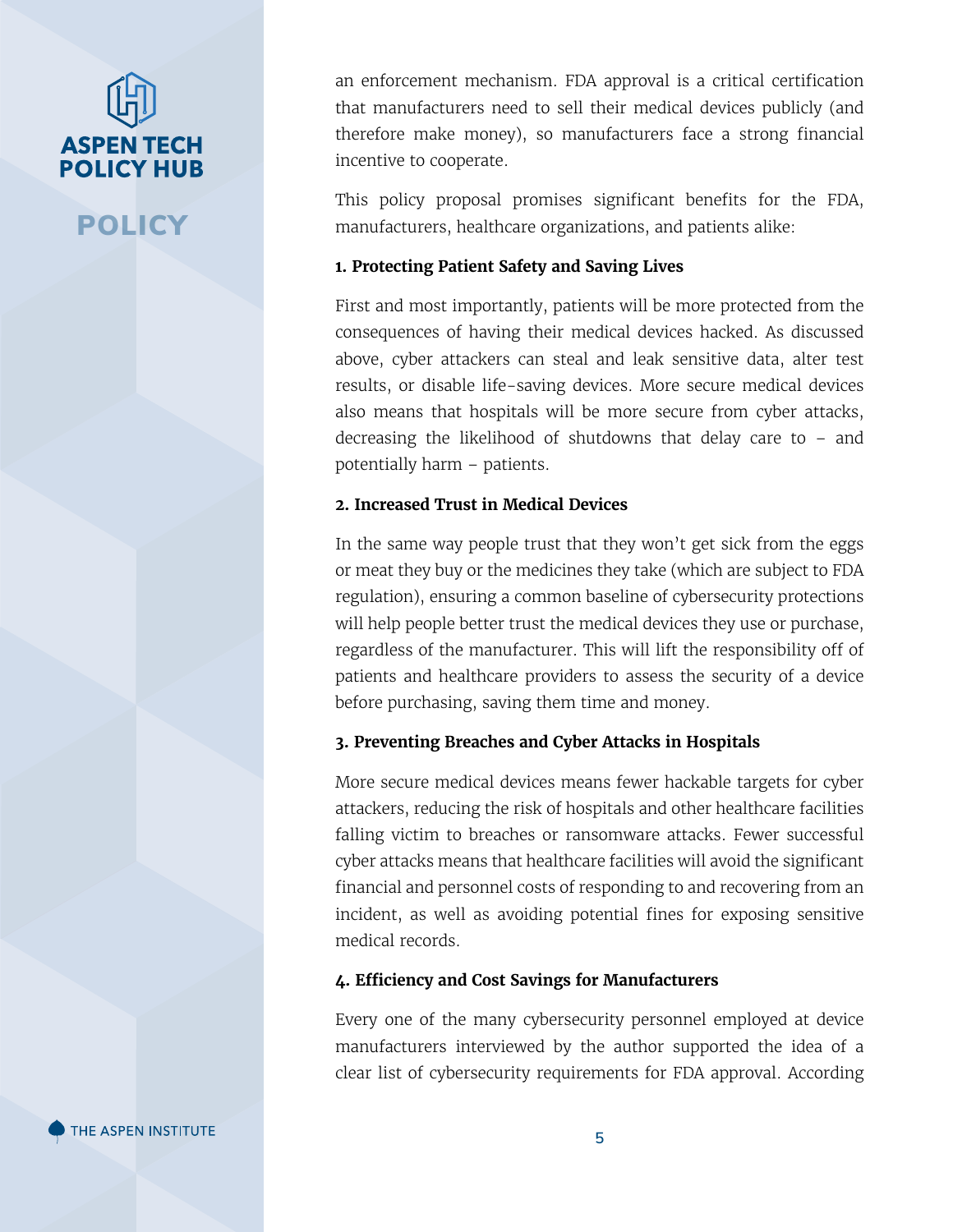an enforcement mechanism. FDA approval is a critical certification that manufacturers need to sell their medical devices publicly (and therefore make money), so manufacturers face a strong financial incentive to cooperate.

This policy proposal promises significant benefits for the FDA, manufacturers, healthcare organizations, and patients alike:

**1. Protecting Patient Safety and Saving Lives**

First and most importantly, patients will be more protected from the consequences of having their medical devices hacked. As discussed above, cyber attackers can steal and leak sensitive data, alter test results, or disable life-saving devices. More secure medical devices also means that hospitals will be more secure from cyber attacks, decreasing the likelihood of shutdowns that delay care to – and potentially harm – patients.

**2. Increased Trust in Medical Devices**

In the same way people trust that they won't get sick from the eggs or meat they buy or the medicines they take (which are subject to FDA regulation), ensuring a common baseline of cybersecurity protections will help people better trust the medical devices they use or purchase, regardless of the manufacturer. This will lift the responsibility off of patients and healthcare providers to assess the security of a device before purchasing, saving them time and money.

**3. Preventing Breaches and Cyber Attacks in Hospitals**

More secure medical devices means fewer hackable targets for cyber attackers, reducing the risk of hospitals and other healthcare facilities falling victim to breaches or ransomware attacks. Fewer successful cyber attacks means that healthcare facilities will avoid the significant financial and personnel costs of responding to and recovering from an incident, as well as avoiding potential fines for exposing sensitive medical records.

**4. Efficiency and Cost Savings for Manufacturers**

Every one of the many cybersecurity personnel employed at device manufacturers interviewed by the author supported the idea of a clear list of cybersecurity requirements for FDA approval. According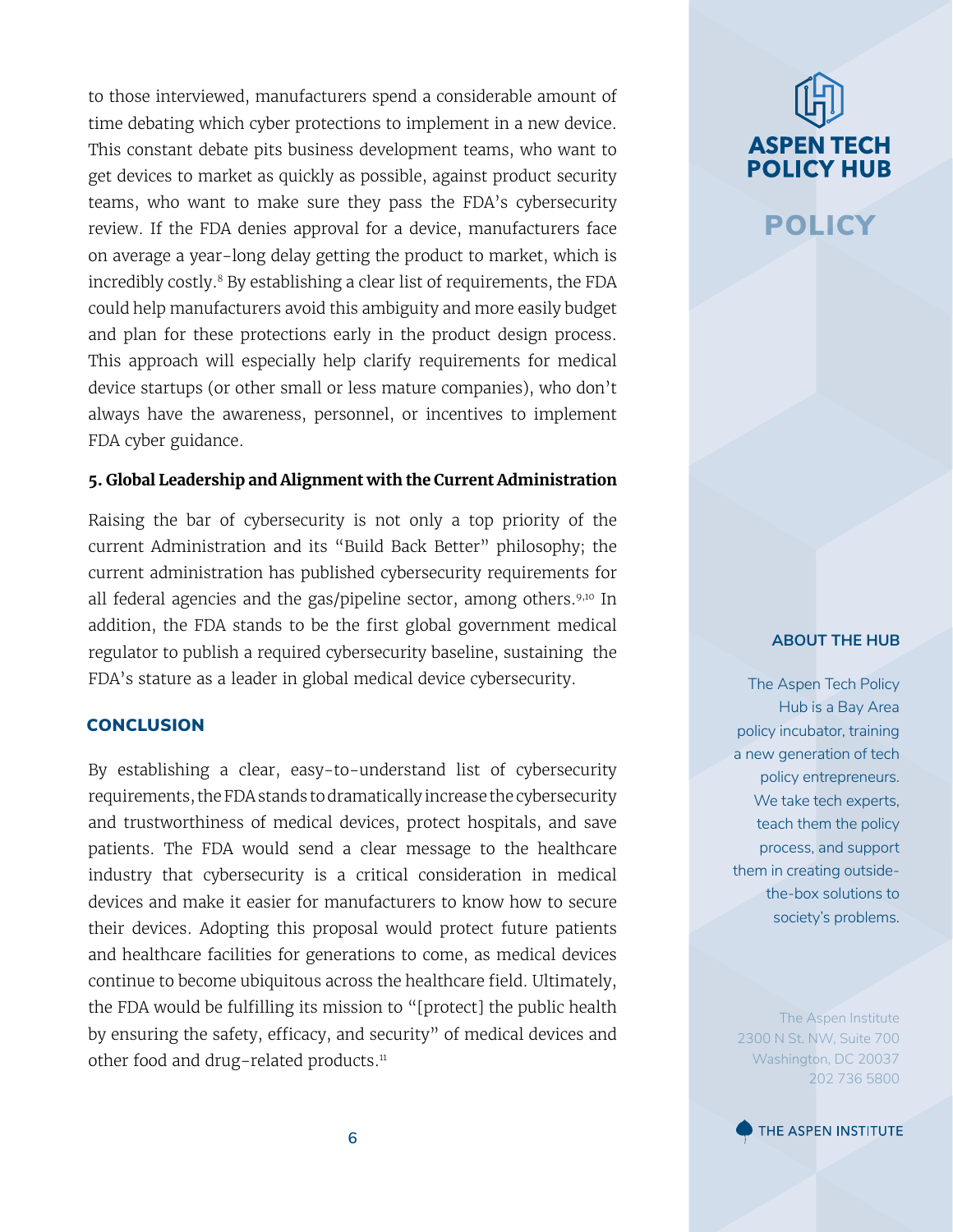to those interviewed, manufacturers spend a considerable amount of time debating which cyber protections to implement in a new device. This constant debate pits business development teams, who want to get devices to market as quickly as possible, against product security teams, who want to make sure they pass the FDA's cybersecurity review. If the FDA denies approval for a device, manufacturers face on average a year-long delay getting the product to market, which is incredibly costly.[8] By establishing a clear list of requirements, the FDA could help manufacturers avoid this ambiguity and more easily budget and plan for these protections early in the product design process. This approach will especially help clarify requirements for medical device startups (or other small or less mature companies), who don't always have the awareness, personnel, or incentives to implement FDA cyber guidance.

**5. Global Leadership and Alignment with the Current Administration**

Raising the bar of cybersecurity is not only a top priority of the current Administration and its "Build Back Better" philosophy; the current administration has published cybersecurity requirements for all federal agencies and the gas/pipeline sector, among others.[9,10] In addition, the FDA stands to be the first global government medical regulator to publish a required cybersecurity baseline, sustaining the FDA's stature as a leader in global medical device cybersecurity.

## CONCLUSION

By establishing a clear, easy-to-understand list of cybersecurity requirements, the FDA stands to dramatically increase the cybersecurity and trustworthiness of medical devices, protect hospitals, and save patients. The FDA would send a clear message to the healthcare industry that cybersecurity is a critical consideration in medical devices and make it easier for manufacturers to know how to secure their devices. Adopting this proposal would protect future patients and healthcare facilities for generations to come, as medical devices continue to become ubiquitous across the healthcare field. Ultimately, the FDA would be fulfilling its mission to "[protect] the public health by ensuring the safety, efficacy, and security" of medical devices and other food and drug-related products.[11]

**ABOUT THE HUB**

The Aspen Tech Policy Hub is a Bay Area policy incubator, training a new generation of tech policy entrepreneurs. We take tech experts, teach them the policy process, and support them in creating outside-the-box solutions to society's problems.

The Aspen Institute
2300 N St. NW, Suite 700
Washington, DC 20037
202 736 5800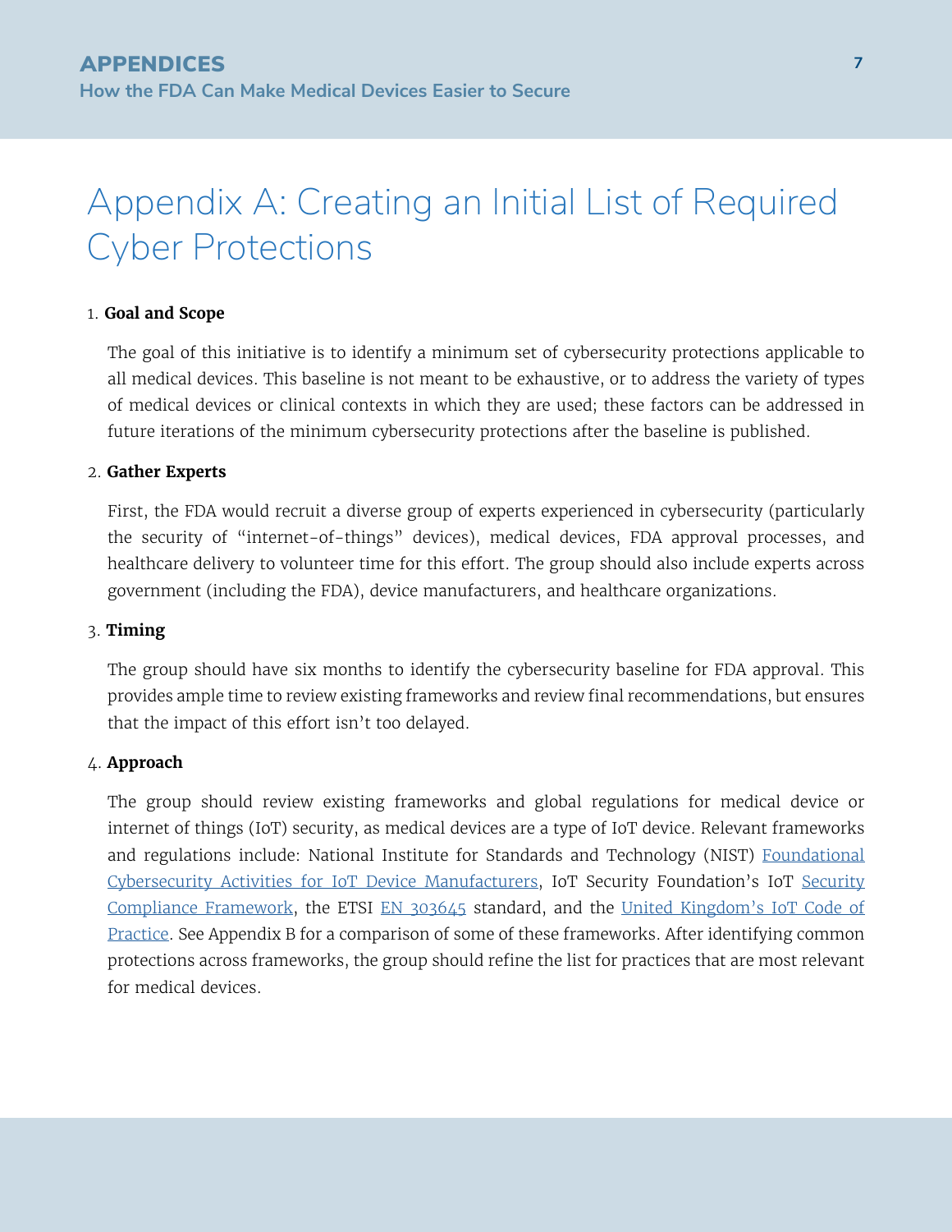# Appendix A: Creating an Initial List of Required Cyber Protections

1. **Goal and Scope**

   The goal of this initiative is to identify a minimum set of cybersecurity protections applicable to all medical devices. This baseline is not meant to be exhaustive, or to address the variety of types of medical devices or clinical contexts in which they are used; these factors can be addressed in future iterations of the minimum cybersecurity protections after the baseline is published.

2. **Gather Experts**

   First, the FDA would recruit a diverse group of experts experienced in cybersecurity (particularly the security of "internet-of-things" devices), medical devices, FDA approval processes, and healthcare delivery to volunteer time for this effort. The group should also include experts across government (including the FDA), device manufacturers, and healthcare organizations.

3. **Timing**

   The group should have six months to identify the cybersecurity baseline for FDA approval. This provides ample time to review existing frameworks and review final recommendations, but ensures that the impact of this effort isn't too delayed.

4. **Approach**

   The group should review existing frameworks and global regulations for medical device or internet of things (IoT) security, as medical devices are a type of IoT device. Relevant frameworks and regulations include: National Institute for Standards and Technology (NIST) Foundational Cybersecurity Activities for IoT Device Manufacturers, IoT Security Foundation's IoT Security Compliance Framework, the ETSI EN 303645 standard, and the United Kingdom's IoT Code of Practice. See Appendix B for a comparison of some of these frameworks. After identifying common protections across frameworks, the group should refine the list for practices that are most relevant for medical devices.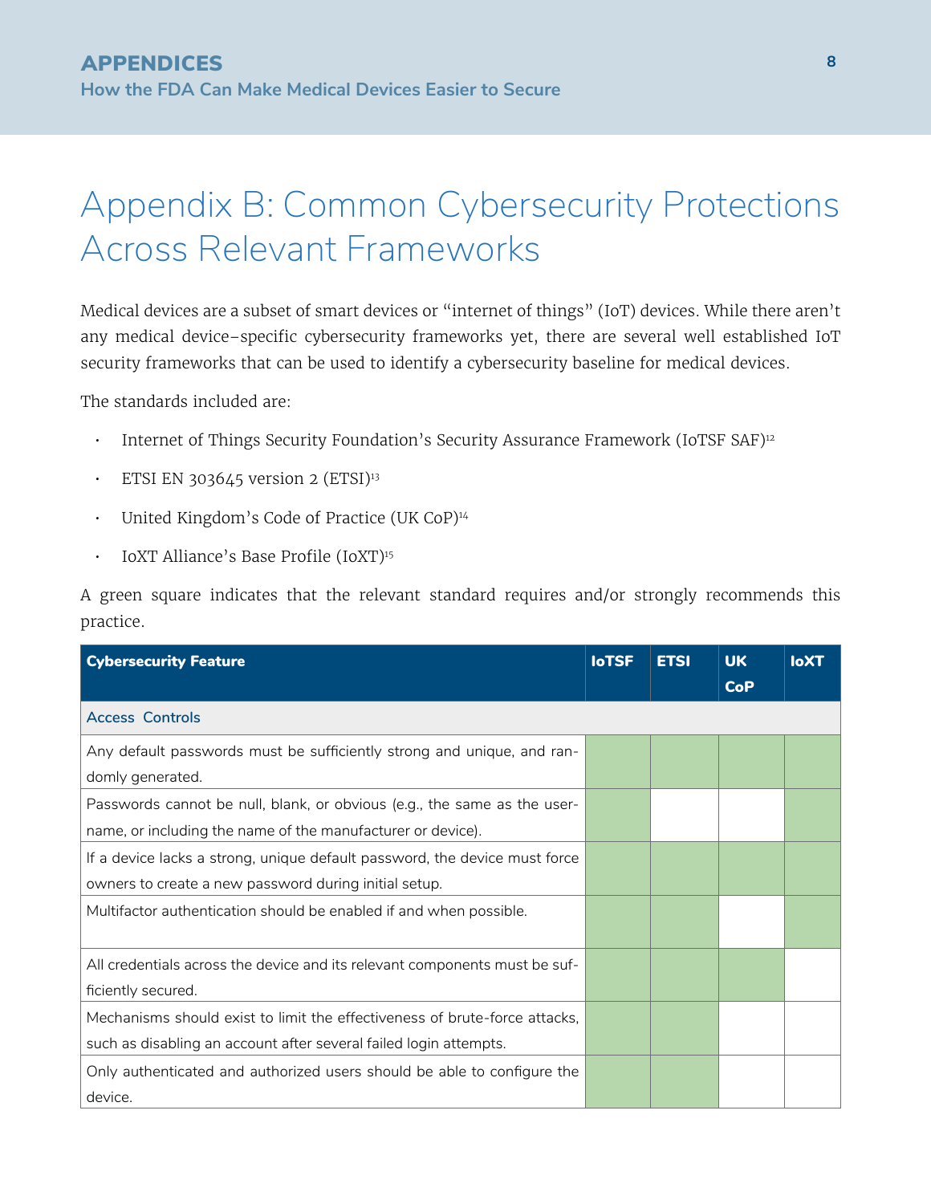# Appendix B: Common Cybersecurity Protections Across Relevant Frameworks

Medical devices are a subset of smart devices or "internet of things" (IoT) devices. While there aren't any medical device–specific cybersecurity frameworks yet, there are several well established IoT security frameworks that can be used to identify a cybersecurity baseline for medical devices.

The standards included are:

- Internet of Things Security Foundation's Security Assurance Framework (IoTSF SAF)[12]
- ETSI EN 303645 version 2 (ETSI)[13]
- United Kingdom's Code of Practice (UK CoP)[14]
- IoXT Alliance's Base Profile (IoXT)[15]

A green square indicates that the relevant standard requires and/or strongly recommends this practice.

| Cybersecurity Feature | IoTSF | ETSI | UK CoP | IoXT |
|---|---|---|---|---|
| **Access Controls** | | | | |
| Any default passwords must be sufficiently strong and unique, and randomly generated. | ■ | ■ | ■ | ■ |
| Passwords cannot be null, blank, or obvious (e.g., the same as the username, or including the name of the manufacturer or device). | ■ | | | ■ |
| If a device lacks a strong, unique default password, the device must force owners to create a new password during initial setup. | ■ | ■ | ■ | ■ |
| Multifactor authentication should be enabled if and when possible. | ■ | ■ | | ■ |
| All credentials across the device and its relevant components must be sufficiently secured. | ■ | ■ | ■ | |
| Mechanisms should exist to limit the effectiveness of brute-force attacks, such as disabling an account after several failed login attempts. | ■ | ■ | | |
| Only authenticated and authorized users should be able to configure the device. | ■ | ■ | | |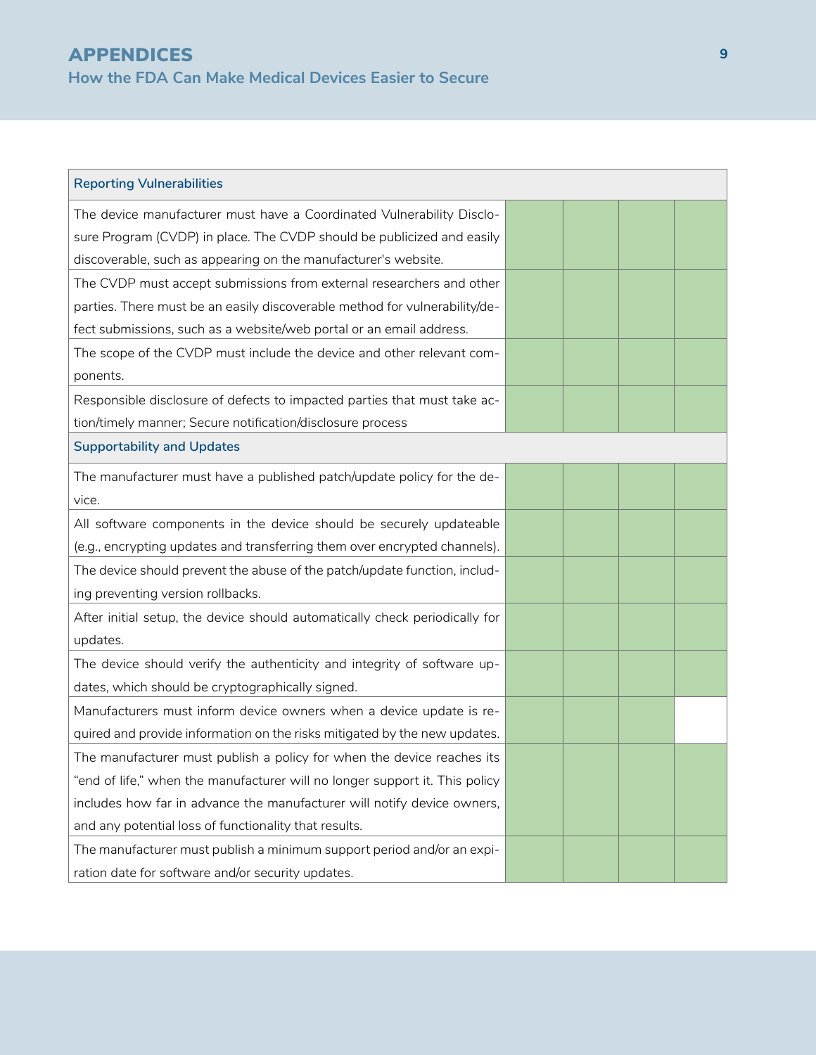| Reporting Vulnerabilities | | | | |
|---|---|---|---|---|
| The device manufacturer must have a Coordinated Vulnerability Disclosure Program (CVDP) in place. The CVDP should be publicized and easily discoverable, such as appearing on the manufacturer's website. | | | | |
| The CVDP must accept submissions from external researchers and other parties. There must be an easily discoverable method for vulnerability/defect submissions, such as a website/web portal or an email address. | | | | |
| The scope of the CVDP must include the device and other relevant components. | | | | |
| Responsible disclosure of defects to impacted parties that must take action/timely manner; Secure notification/disclosure process | | | | |
| **Supportability and Updates** | | | | |
| The manufacturer must have a published patch/update policy for the device. | | | | |
| All software components in the device should be securely updateable (e.g., encrypting updates and transferring them over encrypted channels). | | | | |
| The device should prevent the abuse of the patch/update function, including preventing version rollbacks. | | | | |
| After initial setup, the device should automatically check periodically for updates. | | | | |
| The device should verify the authenticity and integrity of software updates, which should be cryptographically signed. | | | | |
| Manufacturers must inform device owners when a device update is required and provide information on the risks mitigated by the new updates. | | | | |
| The manufacturer must publish a policy for when the device reaches its "end of life," when the manufacturer will no longer support it. This policy includes how far in advance the manufacturer will notify device owners, and any potential loss of functionality that results. | | | | |
| The manufacturer must publish a minimum support period and/or an expiration date for software and/or security updates. | | | | |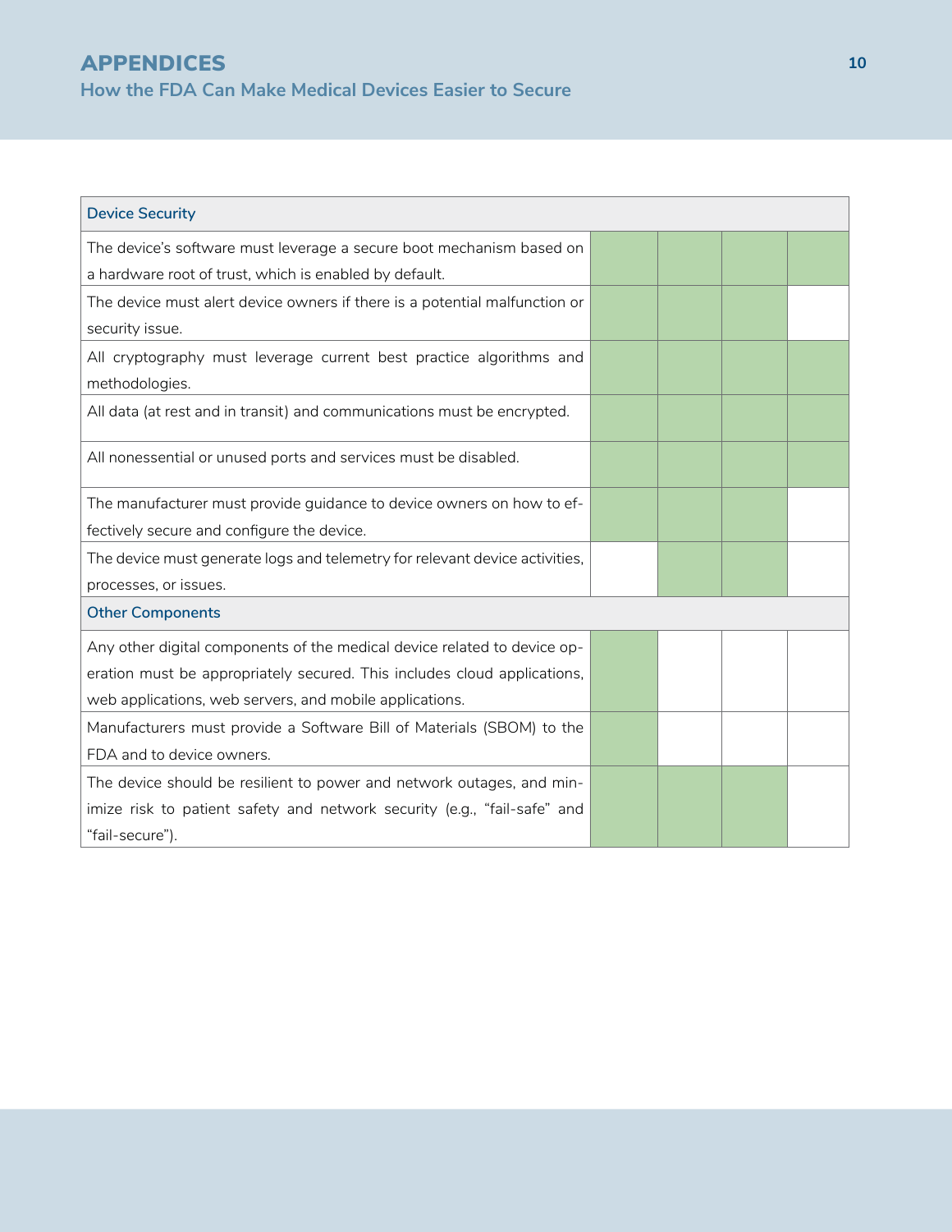| Device Security | | | | |
|---|---|---|---|---|
| The device's software must leverage a secure boot mechanism based on a hardware root of trust, which is enabled by default. | ■ | ■ | ■ | ■ |
| The device must alert device owners if there is a potential malfunction or security issue. | ■ | ■ | ■ | |
| All cryptography must leverage current best practice algorithms and methodologies. | ■ | ■ | ■ | ■ |
| All data (at rest and in transit) and communications must be encrypted. | ■ | ■ | ■ | ■ |
| All nonessential or unused ports and services must be disabled. | ■ | ■ | ■ | ■ |
| The manufacturer must provide guidance to device owners on how to effectively secure and configure the device. | ■ | ■ | ■ | |
| The device must generate logs and telemetry for relevant device activities, processes, or issues. | | ■ | ■ | |
| **Other Components** | | | | |
| Any other digital components of the medical device related to device operation must be appropriately secured. This includes cloud applications, web applications, web servers, and mobile applications. | ■ | | | |
| Manufacturers must provide a Software Bill of Materials (SBOM) to the FDA and to device owners. | ■ | | | |
| The device should be resilient to power and network outages, and minimize risk to patient safety and network security (e.g., "fail-safe" and "fail-secure"). | ■ | ■ | ■ | |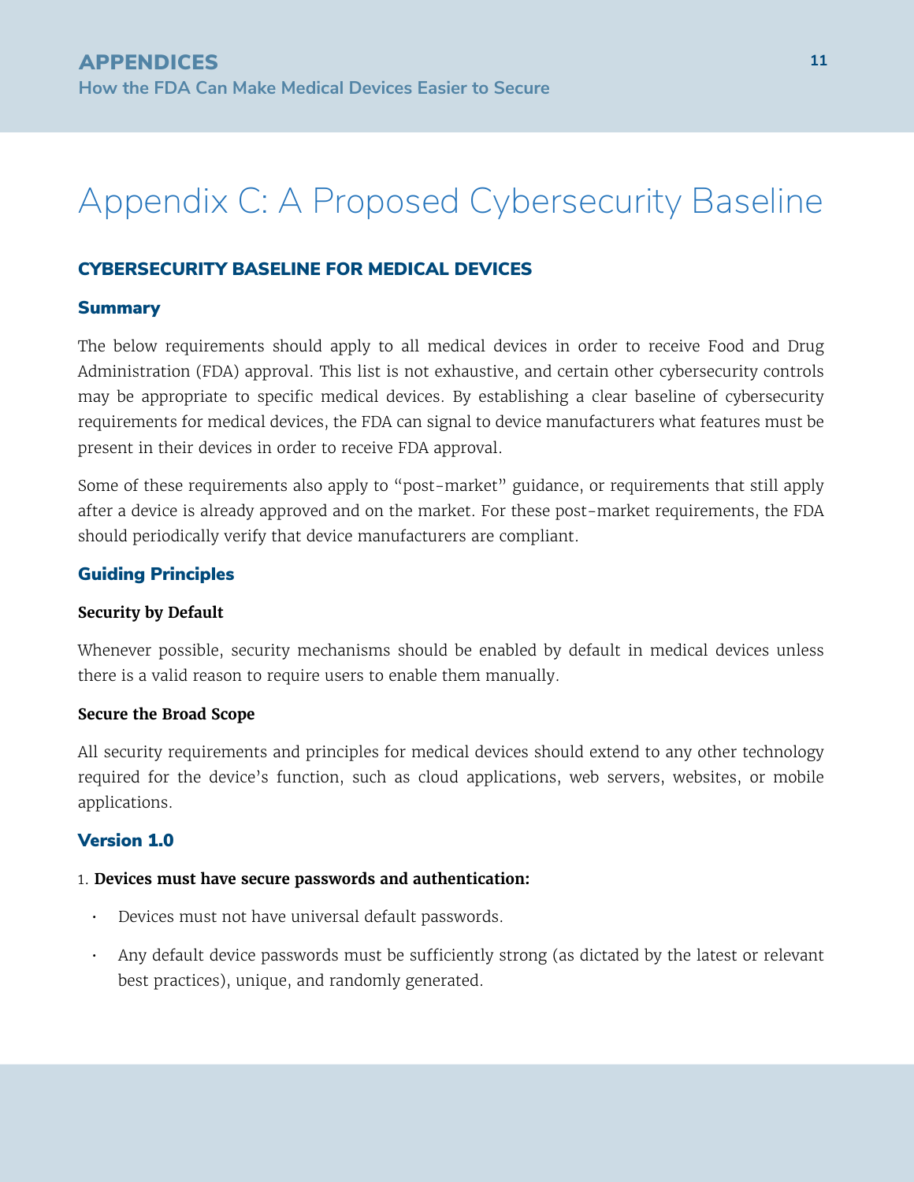# Appendix C: A Proposed Cybersecurity Baseline

## CYBERSECURITY BASELINE FOR MEDICAL DEVICES

### Summary

The below requirements should apply to all medical devices in order to receive Food and Drug Administration (FDA) approval. This list is not exhaustive, and certain other cybersecurity controls may be appropriate to specific medical devices. By establishing a clear baseline of cybersecurity requirements for medical devices, the FDA can signal to device manufacturers what features must be present in their devices in order to receive FDA approval.

Some of these requirements also apply to "post-market" guidance, or requirements that still apply after a device is already approved and on the market. For these post-market requirements, the FDA should periodically verify that device manufacturers are compliant.

### Guiding Principles

**Security by Default**

Whenever possible, security mechanisms should be enabled by default in medical devices unless there is a valid reason to require users to enable them manually.

**Secure the Broad Scope**

All security requirements and principles for medical devices should extend to any other technology required for the device's function, such as cloud applications, web servers, websites, or mobile applications.

### Version 1.0

1. **Devices must have secure passwords and authentication:**
   - Devices must not have universal default passwords.
   - Any default device passwords must be sufficiently strong (as dictated by the latest or relevant best practices), unique, and randomly generated.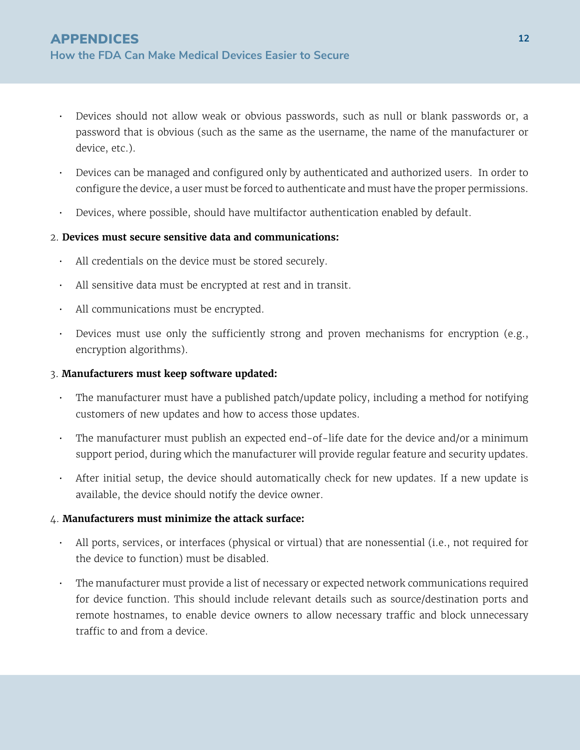- Devices should not allow weak or obvious passwords, such as null or blank passwords or, a password that is obvious (such as the same as the username, the name of the manufacturer or device, etc.).
- Devices can be managed and configured only by authenticated and authorized users. In order to configure the device, a user must be forced to authenticate and must have the proper permissions.
- Devices, where possible, should have multifactor authentication enabled by default.

2. **Devices must secure sensitive data and communications:**

- All credentials on the device must be stored securely.
- All sensitive data must be encrypted at rest and in transit.
- All communications must be encrypted.
- Devices must use only the sufficiently strong and proven mechanisms for encryption (e.g., encryption algorithms).

3. **Manufacturers must keep software updated:**

- The manufacturer must have a published patch/update policy, including a method for notifying customers of new updates and how to access those updates.
- The manufacturer must publish an expected end-of-life date for the device and/or a minimum support period, during which the manufacturer will provide regular feature and security updates.
- After initial setup, the device should automatically check for new updates. If a new update is available, the device should notify the device owner.

4. **Manufacturers must minimize the attack surface:**

- All ports, services, or interfaces (physical or virtual) that are nonessential (i.e., not required for the device to function) must be disabled.
- The manufacturer must provide a list of necessary or expected network communications required for device function. This should include relevant details such as source/destination ports and remote hostnames, to enable device owners to allow necessary traffic and block unnecessary traffic to and from a device.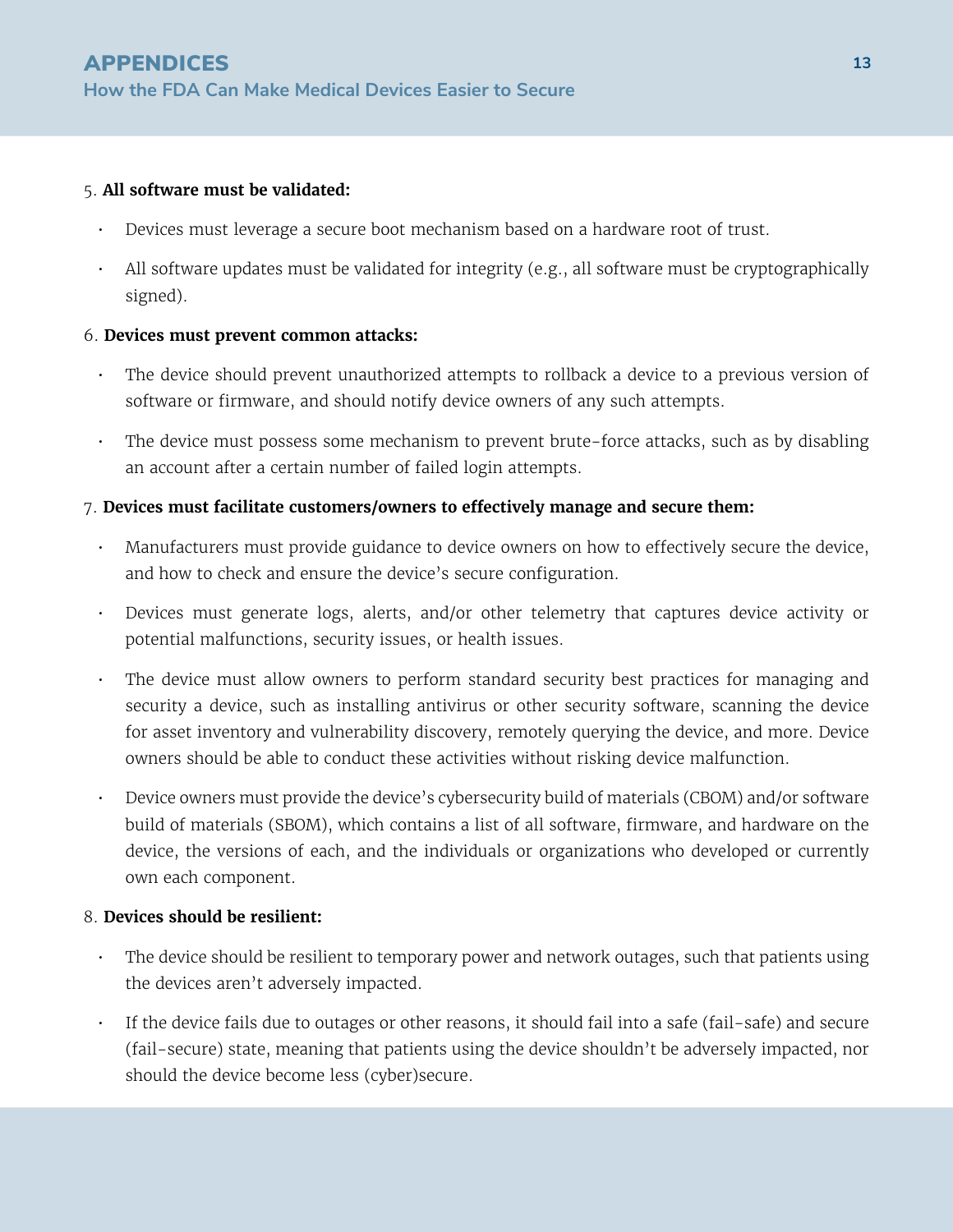5. **All software must be validated:**

   - Devices must leverage a secure boot mechanism based on a hardware root of trust.
   - All software updates must be validated for integrity (e.g., all software must be cryptographically signed).

6. **Devices must prevent common attacks:**

   - The device should prevent unauthorized attempts to rollback a device to a previous version of software or firmware, and should notify device owners of any such attempts.
   - The device must possess some mechanism to prevent brute-force attacks, such as by disabling an account after a certain number of failed login attempts.

7. **Devices must facilitate customers/owners to effectively manage and secure them:**

   - Manufacturers must provide guidance to device owners on how to effectively secure the device, and how to check and ensure the device's secure configuration.
   - Devices must generate logs, alerts, and/or other telemetry that captures device activity or potential malfunctions, security issues, or health issues.
   - The device must allow owners to perform standard security best practices for managing and security a device, such as installing antivirus or other security software, scanning the device for asset inventory and vulnerability discovery, remotely querying the device, and more. Device owners should be able to conduct these activities without risking device malfunction.
   - Device owners must provide the device's cybersecurity build of materials (CBOM) and/or software build of materials (SBOM), which contains a list of all software, firmware, and hardware on the device, the versions of each, and the individuals or organizations who developed or currently own each component.

8. **Devices should be resilient:**

   - The device should be resilient to temporary power and network outages, such that patients using the devices aren't adversely impacted.
   - If the device fails due to outages or other reasons, it should fail into a safe (fail-safe) and secure (fail-secure) state, meaning that patients using the device shouldn't be adversely impacted, nor should the device become less (cyber)secure.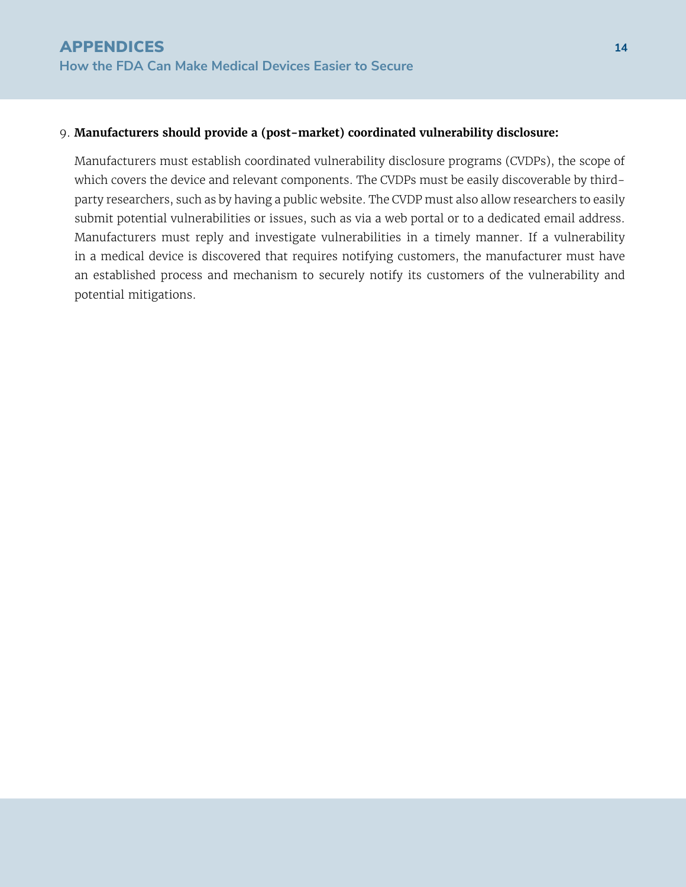9. **Manufacturers should provide a (post-market) coordinated vulnerability disclosure:**

   Manufacturers must establish coordinated vulnerability disclosure programs (CVDPs), the scope of which covers the device and relevant components. The CVDPs must be easily discoverable by third-party researchers, such as by having a public website. The CVDP must also allow researchers to easily submit potential vulnerabilities or issues, such as via a web portal or to a dedicated email address. Manufacturers must reply and investigate vulnerabilities in a timely manner. If a vulnerability in a medical device is discovered that requires notifying customers, the manufacturer must have an established process and mechanism to securely notify its customers of the vulnerability and potential mitigations.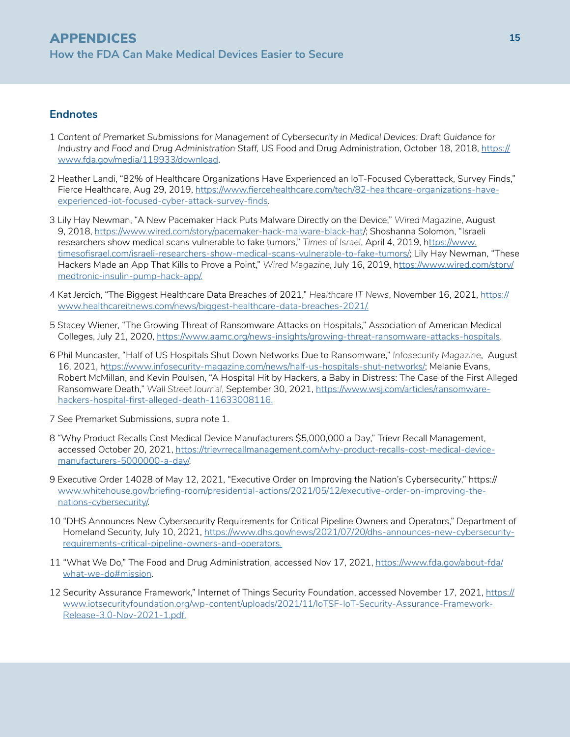## Endnotes

1 *Content of Premarket Submissions for Management of Cybersecurity in Medical Devices: Draft Guidance for Industry and Food and Drug Administration Staff*, US Food and Drug Administration, October 18, 2018, https://www.fda.gov/media/119933/download.

2 Heather Landi, "82% of Healthcare Organizations Have Experienced an IoT-Focused Cyberattack, Survey Finds," Fierce Healthcare, Aug 29, 2019, https://www.fiercehealthcare.com/tech/82-healthcare-organizations-have-experienced-iot-focused-cyber-attack-survey-finds.

3 Lily Hay Newman, "A New Pacemaker Hack Puts Malware Directly on the Device," *Wired Magazine*, August 9, 2018, https://www.wired.com/story/pacemaker-hack-malware-black-hat/; Shoshanna Solomon, "Israeli researchers show medical scans vulnerable to fake tumors," *Times of Israel*, April 4, 2019, https://www.timesofisrael.com/israeli-researchers-show-medical-scans-vulnerable-to-fake-tumors/; Lily Hay Newman, "These Hackers Made an App That Kills to Prove a Point," *Wired Magazine*, July 16, 2019, https://www.wired.com/story/medtronic-insulin-pump-hack-app/.

4 Kat Jercich, "The Biggest Healthcare Data Breaches of 2021," *Healthcare IT News*, November 16, 2021, https://www.healthcareitnews.com/news/biggest-healthcare-data-breaches-2021/.

5 Stacey Wiener, "The Growing Threat of Ransomware Attacks on Hospitals," Association of American Medical Colleges, July 21, 2020, https://www.aamc.org/news-insights/growing-threat-ransomware-attacks-hospitals.

6 Phil Muncaster, "Half of US Hospitals Shut Down Networks Due to Ransomware," *Infosecurity Magazine*, August 16, 2021, https://www.infosecurity-magazine.com/news/half-us-hospitals-shut-networks/; Melanie Evans, Robert McMillan, and Kevin Poulsen, "A Hospital Hit by Hackers, a Baby in Distress: The Case of the First Alleged Ransomware Death," *Wall Street Journal*, September 30, 2021, https://www.wsj.com/articles/ransomware-hackers-hospital-first-alleged-death-11633008116.

7 See Premarket Submissions, *supra* note 1.

8 "Why Product Recalls Cost Medical Device Manufacturers $5,000,000 a Day," Trievr Recall Management, accessed October 20, 2021, https://trievrrecallmanagement.com/why-product-recalls-cost-medical-device-manufacturers-5000000-a-day/.

9 Executive Order 14028 of May 12, 2021, "Executive Order on Improving the Nation's Cybersecurity," https://www.whitehouse.gov/briefing-room/presidential-actions/2021/05/12/executive-order-on-improving-the-nations-cybersecurity/.

10 "DHS Announces New Cybersecurity Requirements for Critical Pipeline Owners and Operators," Department of Homeland Security, July 10, 2021, https://www.dhs.gov/news/2021/07/20/dhs-announces-new-cybersecurity-requirements-critical-pipeline-owners-and-operators.

11 "What We Do," The Food and Drug Administration, accessed Nov 17, 2021, https://www.fda.gov/about-fda/what-we-do#mission.

12 Security Assurance Framework," Internet of Things Security Foundation, accessed November 17, 2021, https://www.iotsecurityfoundation.org/wp-content/uploads/2021/11/IoTSF-IoT-Security-Assurance-Framework-Release-3.0-Nov-2021-1.pdf.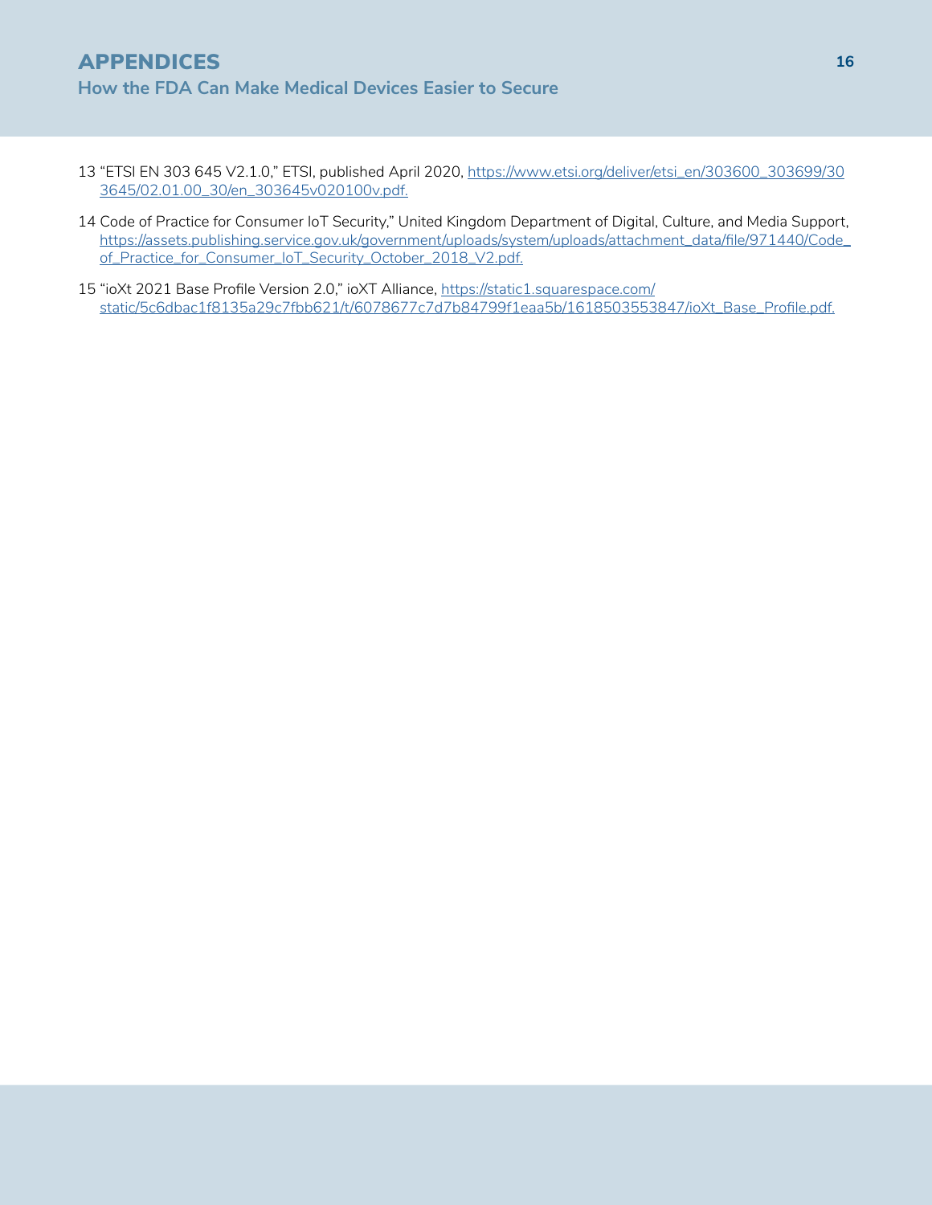13 "ETSI EN 303 645 V2.1.0," ETSI, published April 2020, https://www.etsi.org/deliver/etsi_en/303600_303699/303645/02.01.00_30/en_303645v020100v.pdf.

14 Code of Practice for Consumer IoT Security," United Kingdom Department of Digital, Culture, and Media Support, https://assets.publishing.service.gov.uk/government/uploads/system/uploads/attachment_data/file/971440/Code_of_Practice_for_Consumer_IoT_Security_October_2018_V2.pdf.

15 "ioXt 2021 Base Profile Version 2.0," ioXT Alliance, https://static1.squarespace.com/static/5c6dbac1f8135a29c7fbb621/t/6078677c7d7b84799f1eaa5b/1618503553847/ioXt_Base_Profile.pdf.